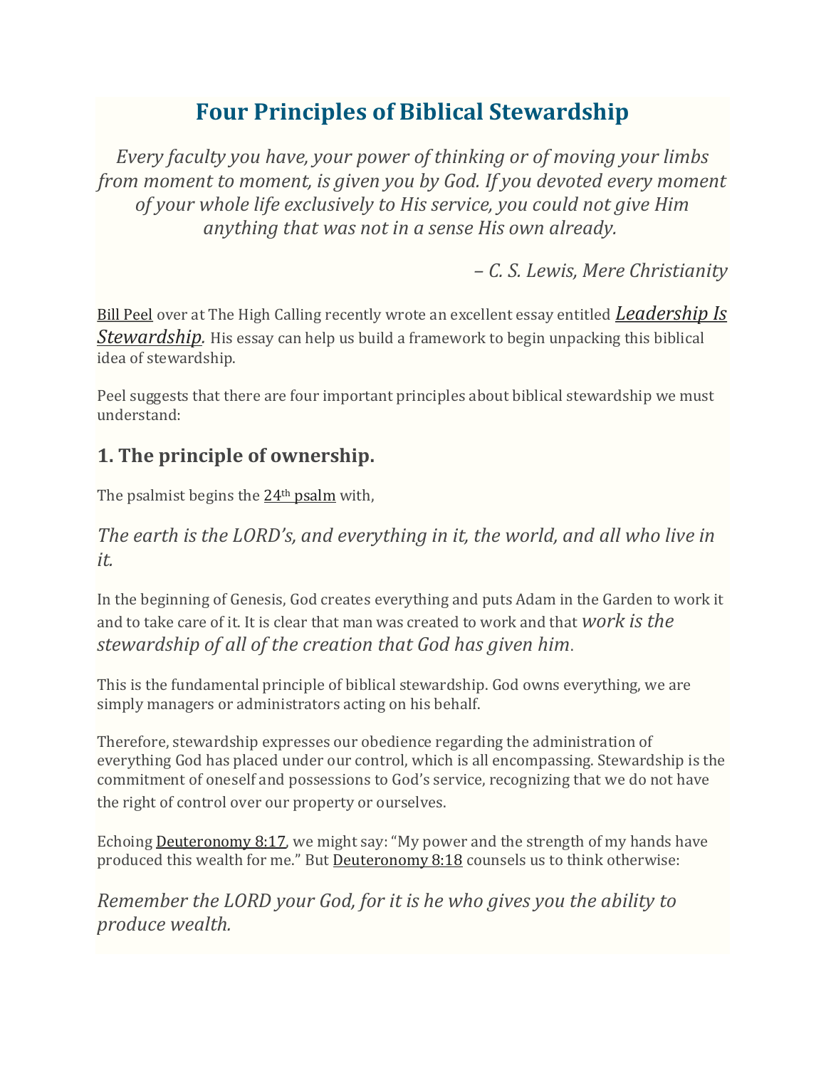# Four Principles of Biblical Stewardship

*Every faculty you have, your power of thinking or of moving your limbs from moment to moment, is given you by God. If you devoted every moment of your whole life exclusively to His service, you could not give Him anything that was not in a sense His own already.*

*– C. S. Lewis, Mere Christianity*

Bill Peel over at The High Calling recently wrote an excellent essay entitled *Leadership Is Stewardship*. His essay can help us build a framework to begin unpacking this biblical idea of stewardship.

Peel suggests that there are four important principles about biblical stewardship we must understand:

## 1. The principle of ownership.

The psalmist begins the 24th psalm with,

*The earth is the LORD's, and everything in it, the world, and all who live in it.*

In the beginning of Genesis, God creates everything and puts Adam in the Garden to work it and to take care of it. It is clear that man was created to work and that *work is the stewardship of all of the creation that God has given him*.

This is the fundamental principle of biblical stewardship. God owns everything, we are simply managers or administrators acting on his behalf.

Therefore, stewardship expresses our obedience regarding the administration of everything God has placed under our control, which is all encompassing. Stewardship is the commitment of oneself and possessions to God's service, recognizing that we do not have the right of control over our property or ourselves.

Echoing Deuteronomy 8:17, we might say: "My power and the strength of my hands have produced this wealth for me." But Deuteronomy 8:18 counsels us to think otherwise:

*Remember the LORD your God, for it is he who gives you the ability to produce wealth.*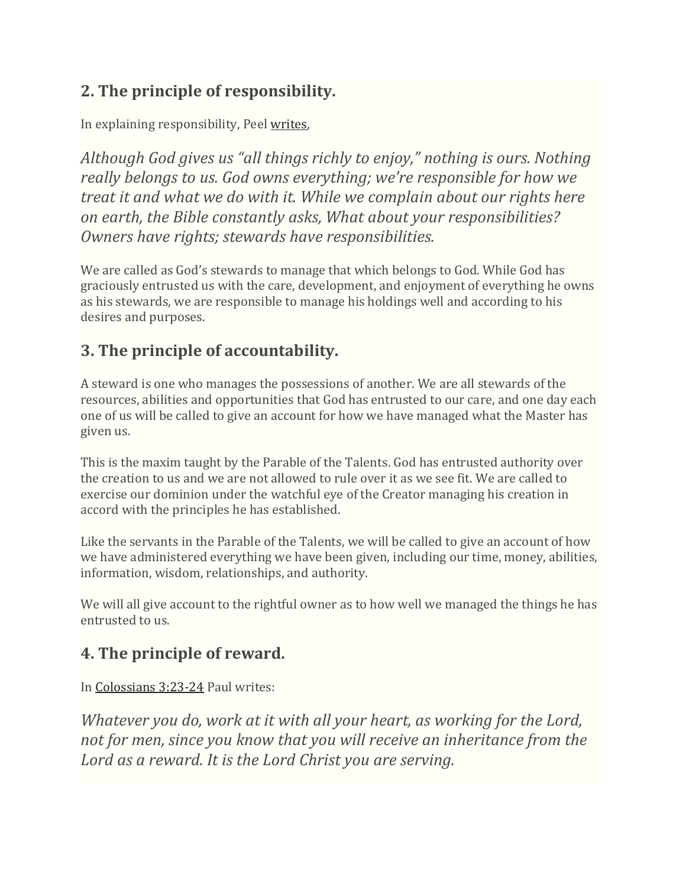## 2. The principle of responsibility.

In explaining responsibility, Peel writes,

*Although God gives us "all things richly to enjoy," nothing is ours. Nothing really belongs to us. God owns everything; we're responsible for how we treat it and what we do with it. While we complain about our rights here on earth, the Bible constantly asks, What about your responsibilities? Owners have rights; stewards have responsibilities.*

We are called as God's stewards to manage that which belongs to God. While God has graciously entrusted us with the care, development, and enjoyment of everything he owns as his stewards, we are responsible to manage his holdings well and according to his desires and purposes.

## 3. The principle of accountability.

A steward is one who manages the possessions of another. We are all stewards of the resources, abilities and opportunities that God has entrusted to our care, and one day each one of us will be called to give an account for how we have managed what the Master has given us.

This is the maxim taught by the Parable of the Talents. God has entrusted authority over the creation to us and we are not allowed to rule over it as we see fit. We are called to exercise our dominion under the watchful eye of the Creator managing his creation in accord with the principles he has established.

Like the servants in the Parable of the Talents, we will be called to give an account of how we have administered everything we have been given, including our time, money, abilities, information, wisdom, relationships, and authority.

We will all give account to the rightful owner as to how well we managed the things he has entrusted to us.

## 4. The principle of reward.

In Colossians 3:23-24 Paul writes:

*Whatever you do, work at it with all your heart, as working for the Lord, not for men, since you know that you will receive an inheritance from the Lord as a reward. It is the Lord Christ you are serving.*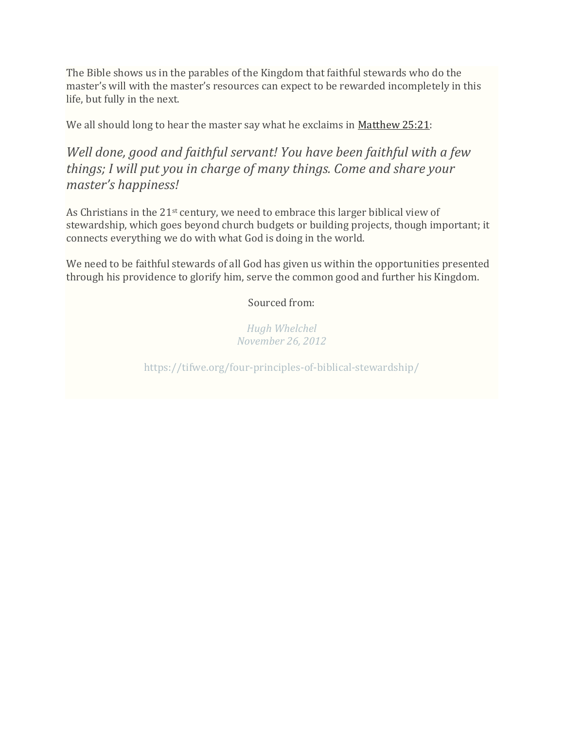The Bible shows us in the parables of the Kingdom that faithful stewards who do the master's will with the master's resources can expect to be rewarded incompletely in this life, but fully in the next.

We all should long to hear the master say what he exclaims in Matthew 25:21:

*Well done, good and faithful servant! You have been faithful with a few things; I will put you in charge of many things. Come and share your master's happiness!*

As Christians in the 21st century, we need to embrace this larger biblical view of stewardship, which goes beyond church budgets or building projects, though important; it connects everything we do with what God is doing in the world.

We need to be faithful stewards of all God has given us within the opportunities presented through his providence to glorify him, serve the common good and further his Kingdom.

Sourced from:

*Hugh Whelchel*
*November 26, 2012*

https://tifwe.org/four-principles-of-biblical-stewardship/